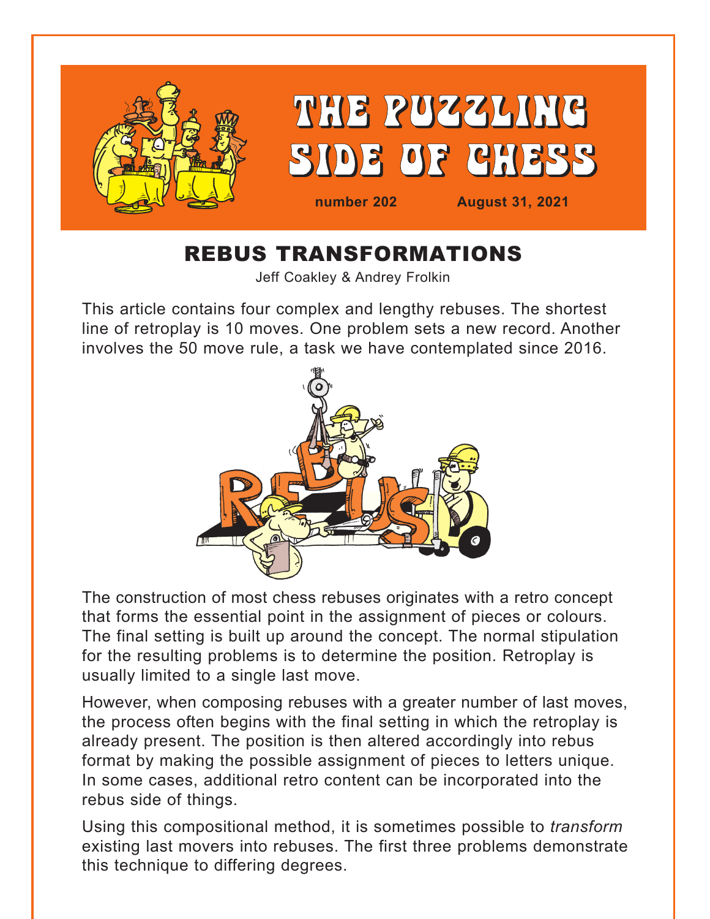# THE PUZZLING SIDE OF CHESS

number 202 August 31, 2021

## REBUS TRANSFORMATIONS

Jeff Coakley & Andrey Frolkin

This article contains four complex and lengthy rebuses. The shortest line of retroplay is 10 moves. One problem sets a new record. Another involves the 50 move rule, a task we have contemplated since 2016.

The construction of most chess rebuses originates with a retro concept that forms the essential point in the assignment of pieces or colours. The final setting is built up around the concept. The normal stipulation for the resulting problems is to determine the position. Retroplay is usually limited to a single last move.

However, when composing rebuses with a greater number of last moves, the process often begins with the final setting in which the retroplay is already present. The position is then altered accordingly into rebus format by making the possible assignment of pieces to letters unique. In some cases, additional retro content can be incorporated into the rebus side of things.

Using this compositional method, it is sometimes possible to *transform* existing last movers into rebuses. The first three problems demonstrate this technique to differing degrees.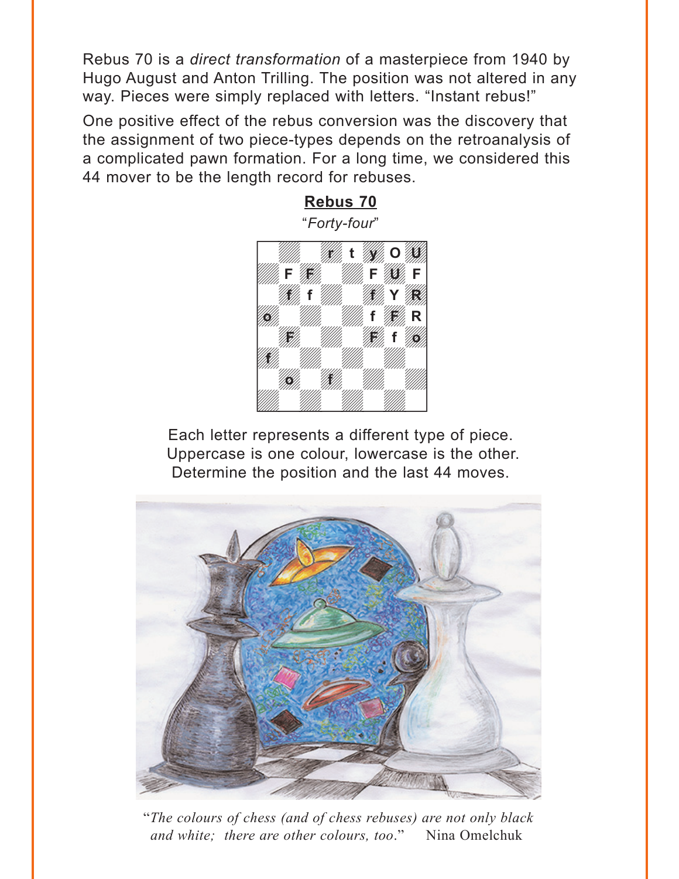Rebus 70 is a *direct transformation* of a masterpiece from 1940 by Hugo August and Anton Trilling. The position was not altered in any way. Pieces were simply replaced with letters. "Instant rebus!"

One positive effect of the rebus conversion was the discovery that the assignment of two piece-types depends on the retroanalysis of a complicated pawn formation. For a long time, we considered this 44 mover to be the length record for rebuses.

## Rebus 70

*"Forty-four"*

| | a | b | c | d | e | f | g | h |
|---|---|---|---|---|---|---|---|---|
| 8 | | | | r | t | y | O | U |
| 7 | | F | F | | | F | U | F |
| 6 | | f | f | | | f | Y | R |
| 5 | o | | | | | f | F | R |
| 4 | | F | | | | F | f | o |
| 3 | f | | | | | | | |
| 2 | | o | | f | | | | |
| 1 | | | | | | | | |

Each letter represents a different type of piece.
Uppercase is one colour, lowercase is the other.
Determine the position and the last 44 moves.

"*The colours of chess (and of chess rebuses) are not only black and white; there are other colours, too.*" Nina Omelchuk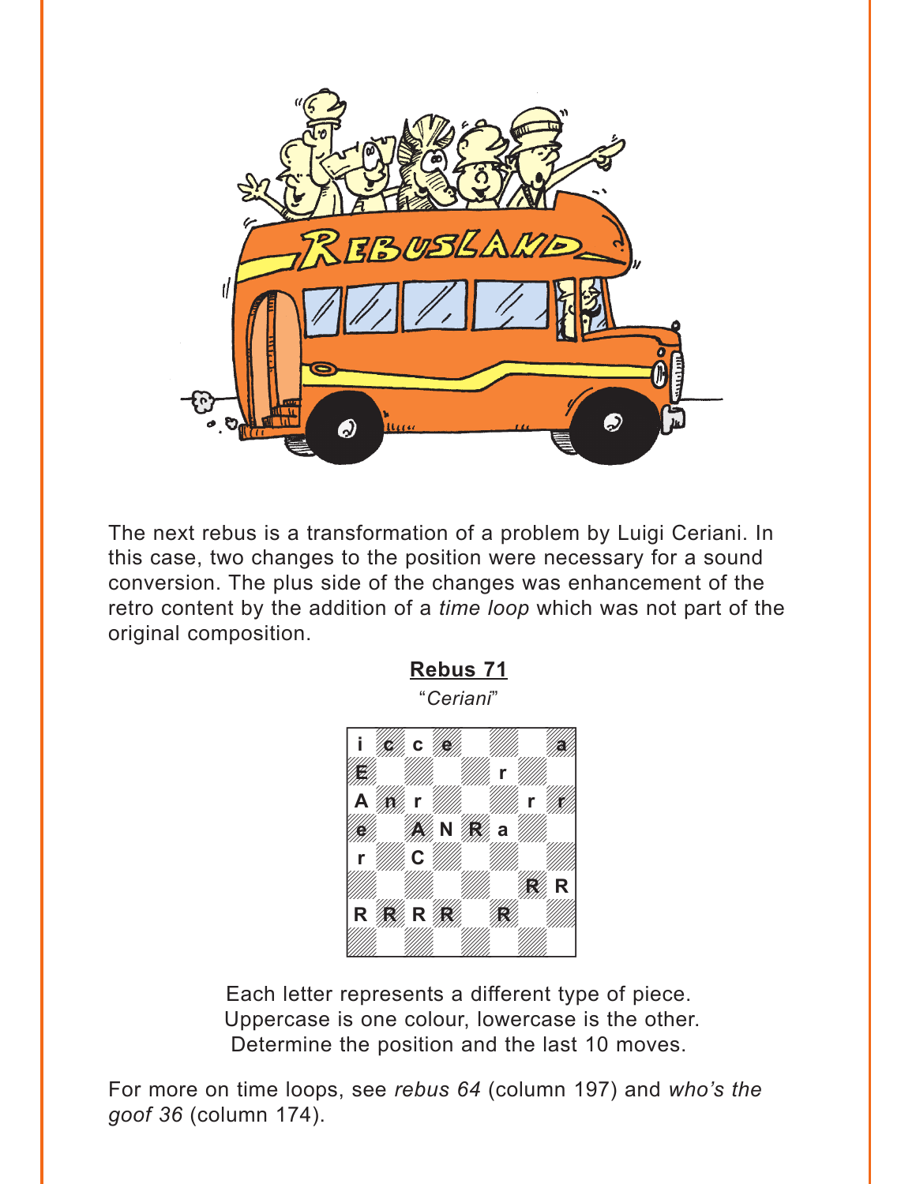The next rebus is a transformation of a problem by Luigi Ceriani. In this case, two changes to the position were necessary for a sound conversion. The plus side of the changes was enhancement of the retro content by the addition of a *time loop* which was not part of the original composition.

**Rebus 71**

"*Ceriani*"

| | | | | | | | |
|---|---|---|---|---|---|---|---|
| i | c | c | e | | | | a |
| E | | | | | r | | |
| A | n | r | | | | r | r |
| e | | A | N | R | a | | |
| r | | C | | | | | |
| | | | | | | R | R |
| R | R | R | R | | R | | |
| | | | | | | | |

Each letter represents a different type of piece.
Uppercase is one colour, lowercase is the other.
Determine the position and the last 10 moves.

For more on time loops, see *rebus 64* (column 197) and *who's the goof 36* (column 174).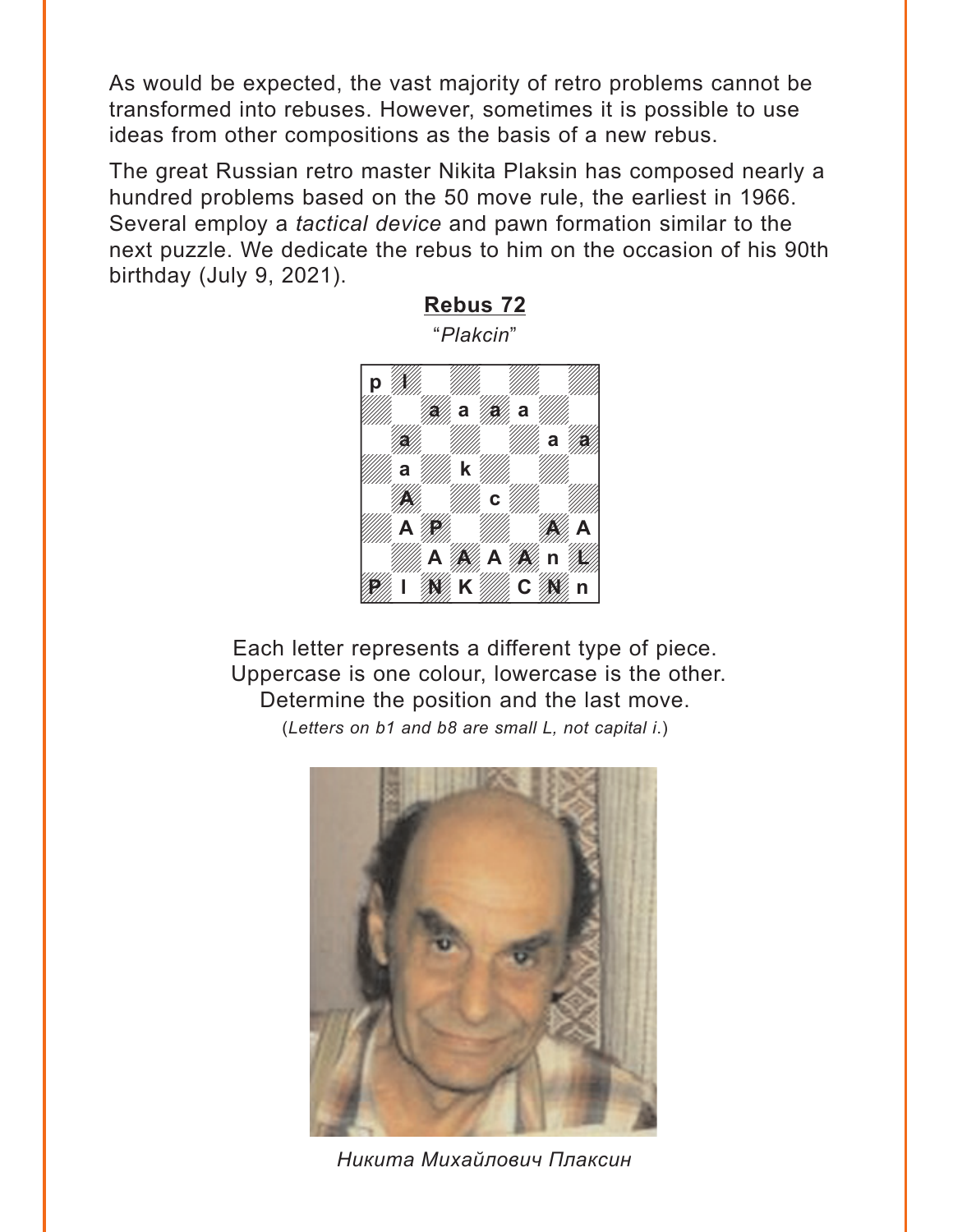As would be expected, the vast majority of retro problems cannot be transformed into rebuses. However, sometimes it is possible to use ideas from other compositions as the basis of a new rebus.

The great Russian retro master Nikita Plaksin has composed nearly a hundred problems based on the 50 move rule, the earliest in 1966. Several employ a *tactical device* and pawn formation similar to the next puzzle. We dedicate the rebus to him on the occasion of his 90th birthday (July 9, 2021).

## Rebus 72

"*Plakcin*"

```
8 | p l . . . . . .
7 | . . a a a a . .
6 | . a . . . . a a
5 | . a . k . . . .
4 | . A . . c . . .
3 | . A P . . . A A
2 | . . A A A A n L
1 | P l N K . C N n
    a b c d e f g h
```

Each letter represents a different type of piece.
Uppercase is one colour, lowercase is the other.
Determine the position and the last move.
(*Letters on b1 and b8 are small L, not capital i.*)

*Никита Михайлович Плаксин*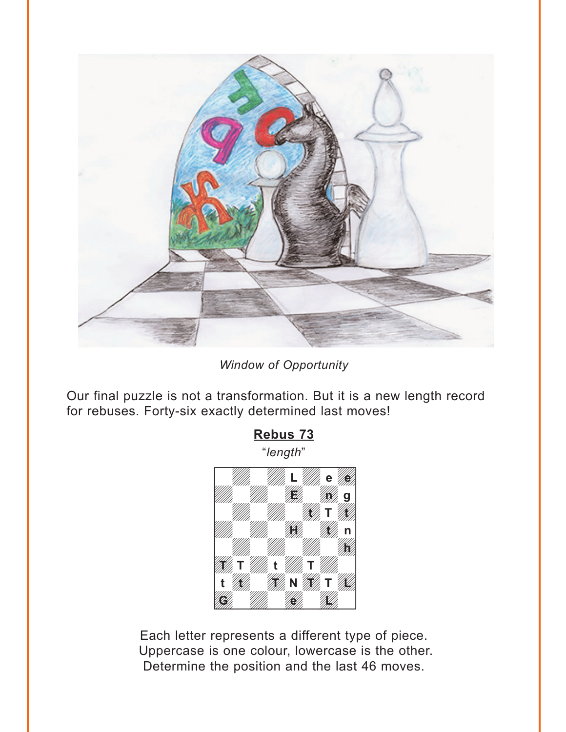*Window of Opportunity*

Our final puzzle is not a transformation. But it is a new length record for rebuses. Forty-six exactly determined last moves!

**Rebus 73**

"*length*"

| | | | | | | | |
|---|---|---|---|---|---|---|---|
| | | | | L | | e | e |
| | | | | E | | n | g |
| | | | | | t | T | t |
| | | | | H | | t | n |
| | | | | | | | h |
| T | T | | t | | T | | |
| t | t | | T | N | T | T | L |
| G | | | | e | | L | |

Each letter represents a different type of piece.
Uppercase is one colour, lowercase is the other.
Determine the position and the last 46 moves.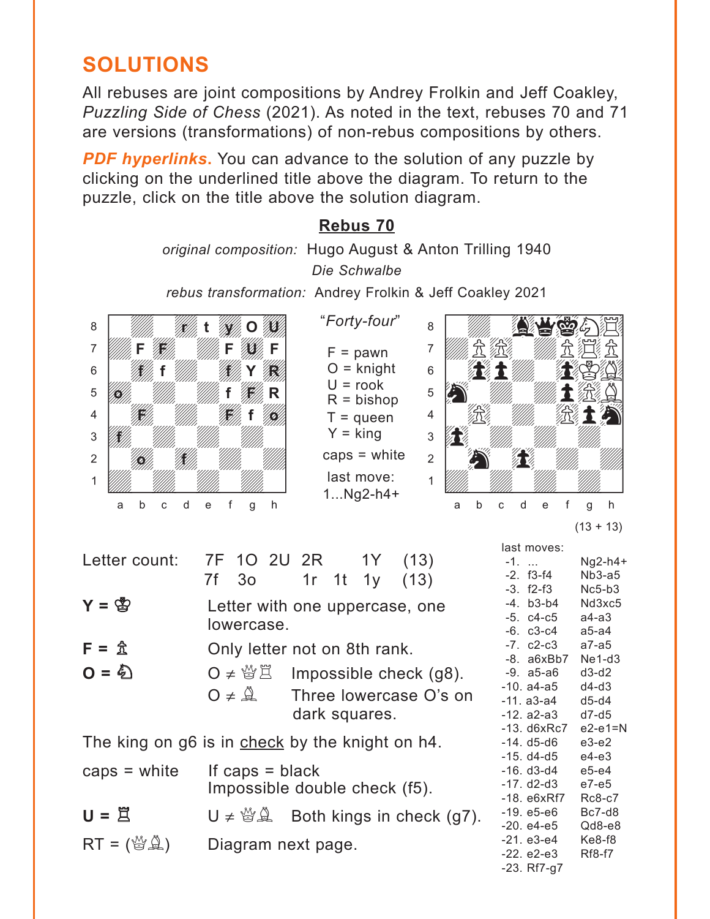## SOLUTIONS

All rebuses are joint compositions by Andrey Frolkin and Jeff Coakley, *Puzzling Side of Chess* (2021). As noted in the text, rebuses 70 and 71 are versions (transformations) of non-rebus compositions by others.

***PDF hyperlinks.*** You can advance to the solution of any puzzle by clicking on the underlined title above the diagram. To return to the puzzle, click on the title above the solution diagram.

### Rebus 70

*original composition:* Hugo August & Anton Trilling 1940
*Die Schwalbe*

*rebus transformation:* Andrey Frolkin & Jeff Coakley 2021

"*Forty-four*"

F = pawn
O = knight
U = rook
R = bishop
T = queen
Y = king
caps = white

last move:
1...Ng2-h4+

(13 + 13)

Letter count: 7F 1O 2U 2R 1Y (13)
7f 3o 1r 1t 1y (13)

**Y** = ♔ — Letter with one uppercase, one lowercase.

**F** = ♙ — Only letter not on 8th rank.

**O** = ♘ — O ≠ ♕♖ Impossible check (g8). O ≠ ♗ Three lowercase O's on dark squares.

The king on g6 is in check by the knight on h4.

caps = white — If caps = black Impossible double check (f5).

**U** = ♖ — U ≠ ♕♗ Both kings in check (g7).

RT = (♕♗) — Diagram next page.

last moves:

| | | |
|---|---|---|
| -1. | ... | Ng2-h4+ |
| -2. | f3-f4 | Nb3-a5 |
| -3. | f2-f3 | Nc5-b3 |
| -4. | b3-b4 | Nd3xc5 |
| -5. | c4-c5 | a4-a3 |
| -6. | c3-c4 | a5-a4 |
| -7. | c2-c3 | a7-a5 |
| -8. | a6xBb7 | Ne1-d3 |
| -9. | a5-a6 | d3-d2 |
| -10. | a4-a5 | d4-d3 |
| -11. | a3-a4 | d5-d4 |
| -12. | a2-a3 | d7-d5 |
| -13. | d6xRc7 | e2-e1=N |
| -14. | d5-d6 | e3-e2 |
| -15. | d4-d5 | e4-e3 |
| -16. | d3-d4 | e5-e4 |
| -17. | d2-d3 | e7-e5 |
| -18. | e6xRf7 | Rc8-c7 |
| -19. | e5-e6 | Bc7-d8 |
| -20. | e4-e5 | Qd8-e8 |
| -21. | e3-e4 | Ke8-f8 |
| -22. | e2-e3 | Rf8-f7 |
| -23. | Rf7-g7 | |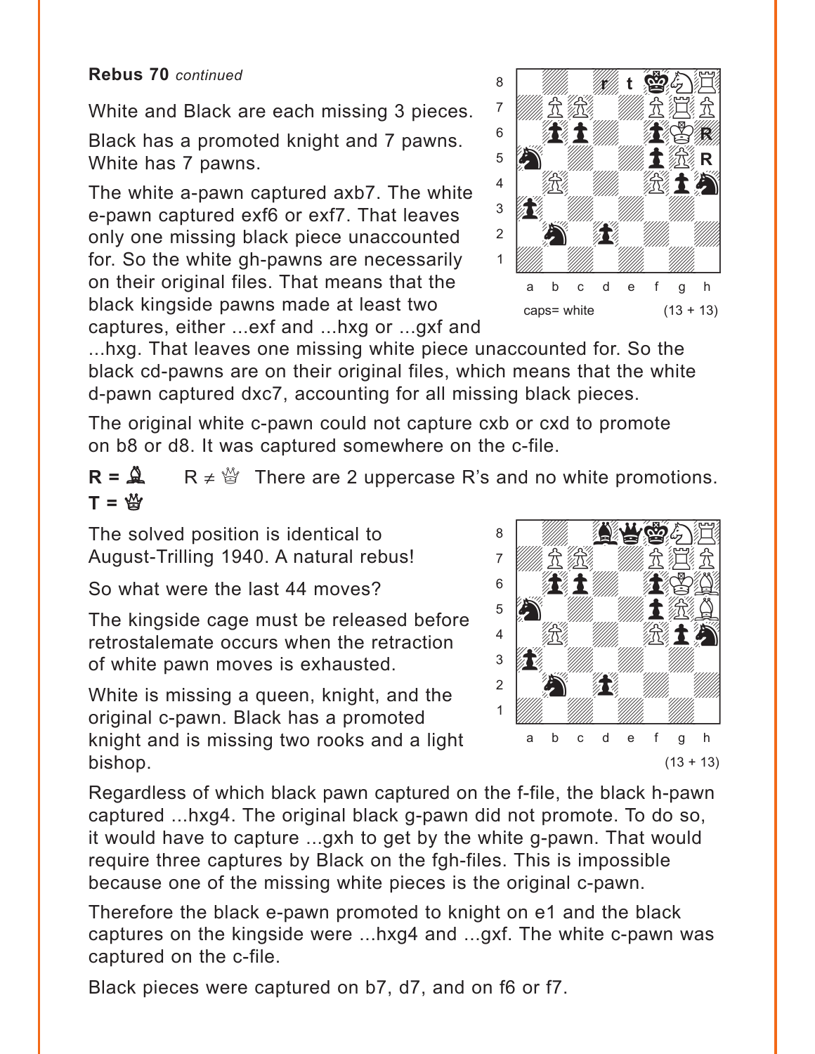**Rebus 70** *continued*

White and Black are each missing 3 pieces.

Black has a promoted knight and 7 pawns. White has 7 pawns.

The white a-pawn captured axb7. The white e-pawn captured exf6 or exf7. That leaves only one missing black piece unaccounted for. So the white gh-pawns are necessarily on their original files. That means that the black kingside pawns made at least two captures, either ...exf and ...hxg or ...gxf and ...hxg. That leaves one missing white piece unaccounted for. So the black cd-pawns are on their original files, which means that the white d-pawn captured dxc7, accounting for all missing black pieces.

caps= white (13 + 13)

The original white c-pawn could not capture cxb or cxd to promote on b8 or d8. It was captured somewhere on the c-file.

**R** = ♗  R ≠ ♕  There are 2 uppercase R's and no white promotions.
**T** = ♕

The solved position is identical to August-Trilling 1940. A natural rebus!

So what were the last 44 moves?

The kingside cage must be released before retrostalemate occurs when the retraction of white pawn moves is exhausted.

White is missing a queen, knight, and the original c-pawn. Black has a promoted knight and is missing two rooks and a light bishop.

(13 + 13)

Regardless of which black pawn captured on the f-file, the black h-pawn captured ...hxg4. The original black g-pawn did not promote. To do so, it would have to capture ...gxh to get by the white g-pawn. That would require three captures by Black on the fgh-files. This is impossible because one of the missing white pieces is the original c-pawn.

Therefore the black e-pawn promoted to knight on e1 and the black captures on the kingside were ...hxg4 and ...gxf. The white c-pawn was captured on the c-file.

Black pieces were captured on b7, d7, and on f6 or f7.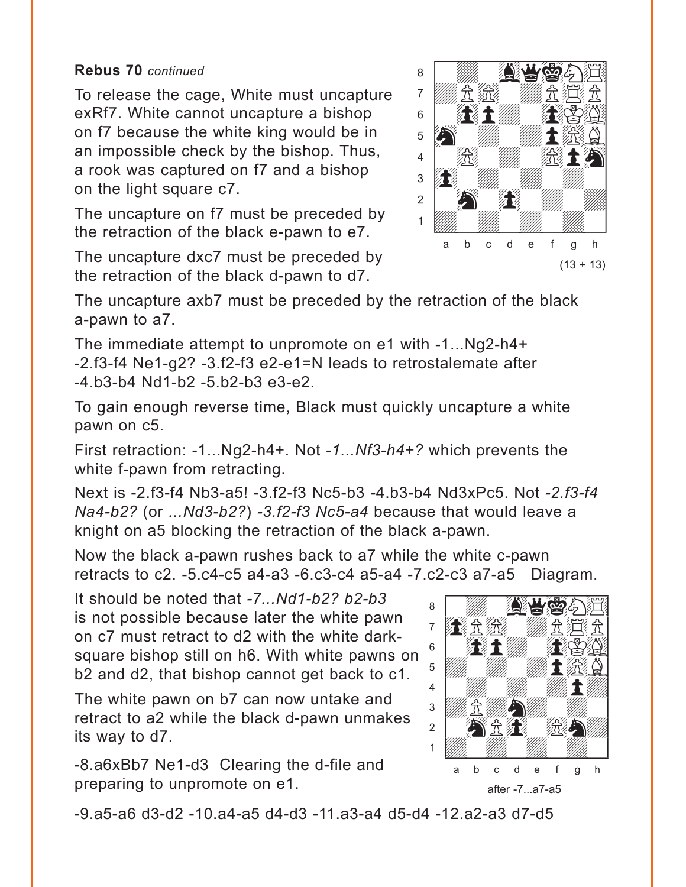**Rebus 70** *continued*

To release the cage, White must uncapture exRf7. White cannot uncapture a bishop on f7 because the white king would be in an impossible check by the bishop. Thus, a rook was captured on f7 and a bishop on the light square c7.

The uncapture on f7 must be preceded by the retraction of the black e-pawn to e7.

The uncapture dxc7 must be preceded by the retraction of the black d-pawn to d7.

(13 + 13)

The uncapture axb7 must be preceded by the retraction of the black a-pawn to a7.

The immediate attempt to unpromote on e1 with -1...Ng2-h4+ -2.f3-f4 Ne1-g2? -3.f2-f3 e2-e1=N leads to retrostalemate after -4.b3-b4 Nd1-b2 -5.b2-b3 e3-e2.

To gain enough reverse time, Black must quickly uncapture a white pawn on c5.

First retraction: -1...Ng2-h4+. Not *-1...Nf3-h4+?* which prevents the white f-pawn from retracting.

Next is -2.f3-f4 Nb3-a5! -3.f2-f3 Nc5-b3 -4.b3-b4 Nd3xPc5. Not *-2.f3-f4 Na4-b2?* (or *...Nd3-b2?*) *-3.f2-f3 Nc5-a4* because that would leave a knight on a5 blocking the retraction of the black a-pawn.

Now the black a-pawn rushes back to a7 while the white c-pawn retracts to c2. -5.c4-c5 a4-a3 -6.c3-c4 a5-a4 -7.c2-c3 a7-a5 Diagram.

It should be noted that *-7...Nd1-b2? b2-b3* is not possible because later the white pawn on c7 must retract to d2 with the white dark-square bishop still on h6. With white pawns on b2 and d2, that bishop cannot get back to c1.

after -7...a7-a5

The white pawn on b7 can now untake and retract to a2 while the black d-pawn unmakes its way to d7.

-8.a6xBb7 Ne1-d3 Clearing the d-file and preparing to unpromote on e1.

-9.a5-a6 d3-d2 -10.a4-a5 d4-d3 -11.a3-a4 d5-d4 -12.a2-a3 d7-d5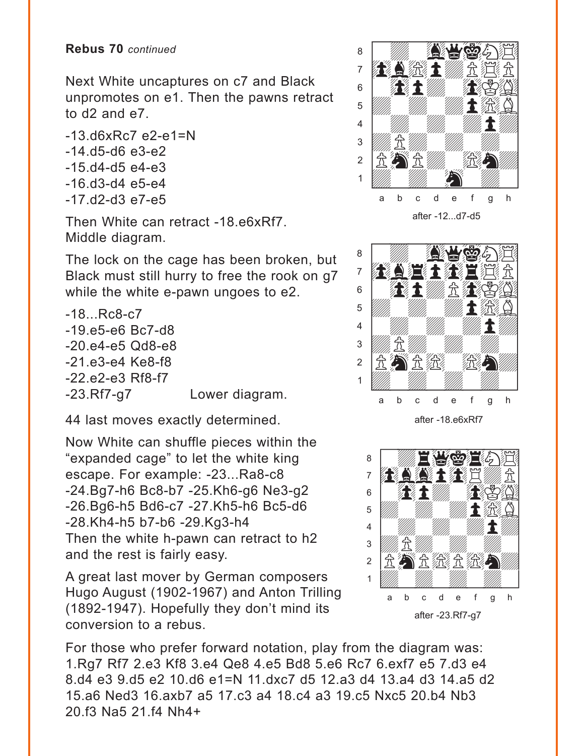**Rebus 70** *continued*

Next White uncaptures on c7 and Black unpromotes on e1. Then the pawns retract to d2 and e7.

-13.d6xRc7 e2-e1=N
-14.d5-d6 e3-e2
-15.d4-d5 e4-e3
-16.d3-d4 e5-e4
-17.d2-d3 e7-e5

Then White can retract -18.e6xRf7. Middle diagram.

The lock on the cage has been broken, but Black must still hurry to free the rook on g7 while the white e-pawn ungoes to e2.

-18...Rc8-c7
-19.e5-e6 Bc7-d8
-20.e4-e5 Qd8-e8
-21.e3-e4 Ke8-f8
-22.e2-e3 Rf8-f7
-23.Rf7-g7 Lower diagram.

after -12...d7-d5

after -18.e6xRf7

after -23.Rf7-g7

44 last moves exactly determined.

Now White can shuffle pieces within the "expanded cage" to let the white king escape. For example: -23...Ra8-c8 -24.Bg7-h6 Bc8-b7 -25.Kh6-g6 Ne3-g2 -26.Bg6-h5 Bd6-c7 -27.Kh5-h6 Bc5-d6 -28.Kh4-h5 b7-b6 -29.Kg3-h4
Then the white h-pawn can retract to h2 and the rest is fairly easy.

A great last mover by German composers Hugo August (1902-1967) and Anton Trilling (1892-1947). Hopefully they don't mind its conversion to a rebus.

For those who prefer forward notation, play from the diagram was: 1.Rg7 Rf7 2.e3 Kf8 3.e4 Qe8 4.e5 Bd8 5.e6 Rc7 6.exf7 e5 7.d3 e4 8.d4 e3 9.d5 e2 10.d6 e1=N 11.dxc7 d5 12.a3 d4 13.a4 d3 14.a5 d2 15.a6 Ned3 16.axb7 a5 17.c3 a4 18.c4 a3 19.c5 Nxc5 20.b4 Nb3 20.f3 Na5 21.f4 Nh4+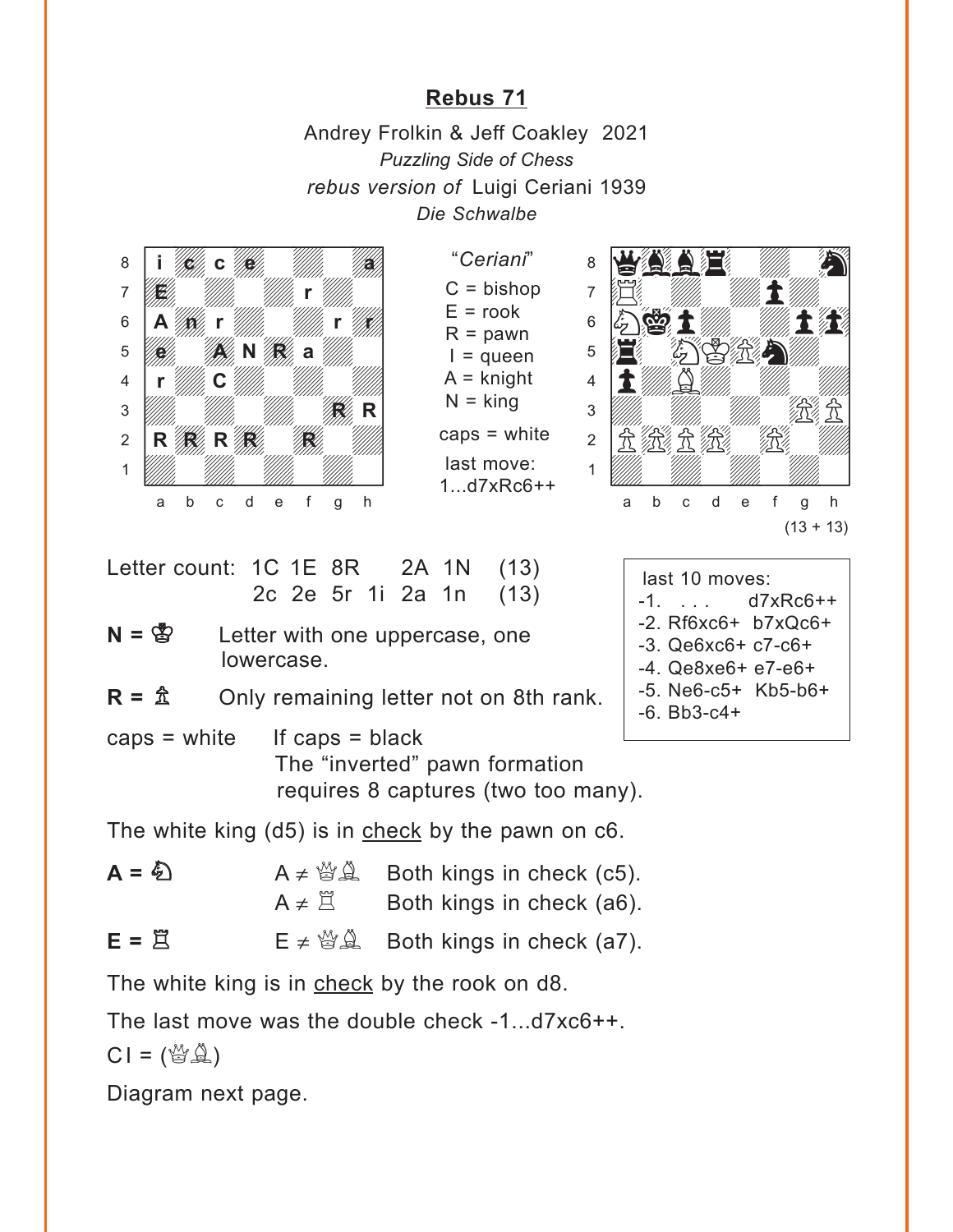## Rebus 71

Andrey Frolkin & Jeff Coakley 2021
*Puzzling Side of Chess*
*rebus version of* Luigi Ceriani 1939
*Die Schwalbe*

| | a | b | c | d | e | f | g | h |
|---|---|---|---|---|---|---|---|---|
| 8 | i | c | c | e | | | | a |
| 7 | E | | | | | r | | |
| 6 | A | n | r | | | | r | r |
| 5 | e | | A | N | R | a | | |
| 4 | r | | C | | | | | |
| 3 | | | | | | | R | R |
| 2 | R | R | R | R | | R | | |
| 1 | | | | | | | | |

"*Ceriani*"

C = bishop
E = rook
R = pawn
I = queen
A = knight
N = king

caps = white

last move:
1...d7xRc6++

| | a | b | c | d | e | f | g | h |
|---|---|---|---|---|---|---|---|---|
| 8 | ♛ | ♝ | ♝ | ♜ | | | | ♞ |
| 7 | ♖ | | | | | ♟ | | |
| 6 | ♘ | ♚ | ♟ | | | | ♟ | ♟ |
| 5 | ♜ | | ♘ | ♔ | ♙ | ♞ | | |
| 4 | ♟ | | ♗ | | | | | |
| 3 | | | | | | | ♙ | ♙ |
| 2 | ♙ | ♙ | ♙ | ♙ | | ♙ | | |
| 1 | | | | | | | | |

(13 + 13)

Letter count: 1C 1E 8R 2A 1N (13)
2c 2e 5r 1i 2a 1n (13)

**N =** ♔ Letter with one uppercase, one lowercase.

**R =** ♙ Only remaining letter not on 8th rank.

caps = white If caps = black
The "inverted" pawn formation requires 8 captures (two too many).

The white king (d5) is in check by the pawn on c6.

**A =** ♘ A ≠ ♕♗ Both kings in check (c5).
A ≠ ♖ Both kings in check (a6).

**E =** ♖ E ≠ ♕♗ Both kings in check (a7).

The white king is in check by the rook on d8.

The last move was the double check -1...d7xc6++.

C I = (♕♗)

Diagram next page.

last 10 moves:
-1. . . . d7xRc6++
-2. Rf6xc6+ b7xQc6+
-3. Qe6xc6+ c7-c6+
-4. Qe8xe6+ e7-e6+
-5. Ne6-c5+ Kb5-b6+
-6. Bb3-c4+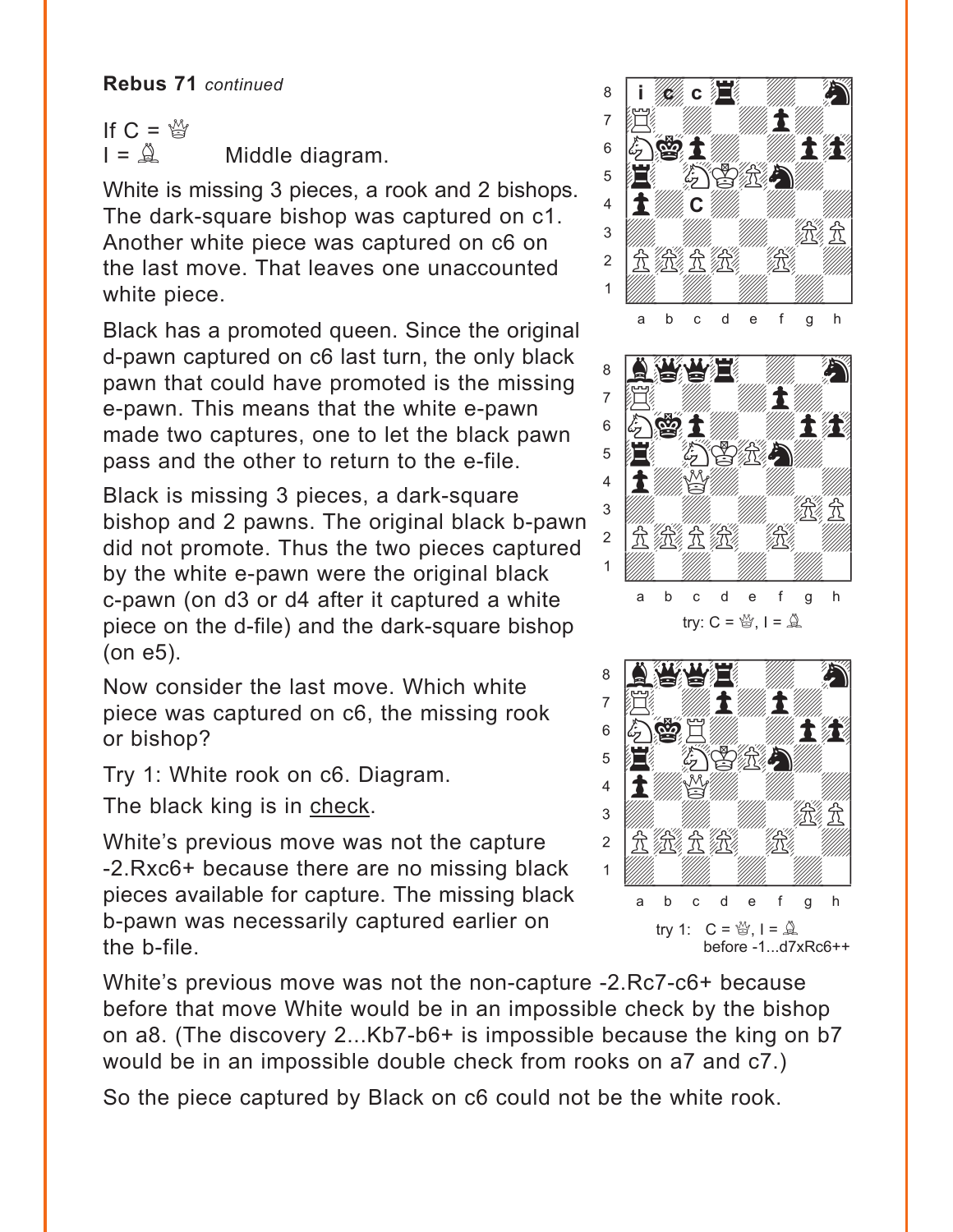**Rebus 71** *continued*

If C = ♕
I = ♗ Middle diagram.

White is missing 3 pieces, a rook and 2 bishops. The dark-square bishop was captured on c1. Another white piece was captured on c6 on the last move. That leaves one unaccounted white piece.

Black has a promoted queen. Since the original d-pawn captured on c6 last turn, the only black pawn that could have promoted is the missing e-pawn. This means that the white e-pawn made two captures, one to let the black pawn pass and the other to return to the e-file.

Black is missing 3 pieces, a dark-square bishop and 2 pawns. The original black b-pawn did not promote. Thus the two pieces captured by the white e-pawn were the original black c-pawn (on d3 or d4 after it captured a white piece on the d-file) and the dark-square bishop (on e5).

Now consider the last move. Which white piece was captured on c6, the missing rook or bishop?

Try 1: White rook on c6. Diagram.

The black king is in check.

White's previous move was not the capture -2.Rxc6+ because there are no missing black pieces available for capture. The missing black b-pawn was necessarily captured earlier on the b-file.

try: C = ♕, I = ♗

try 1: C = ♕, I = ♗
before -1...d7xRc6++

White's previous move was not the non-capture -2.Rc7-c6+ because before that move White would be in an impossible check by the bishop on a8. (The discovery 2...Kb7-b6+ is impossible because the king on b7 would be in an impossible double check from rooks on a7 and c7.)

So the piece captured by Black on c6 could not be the white rook.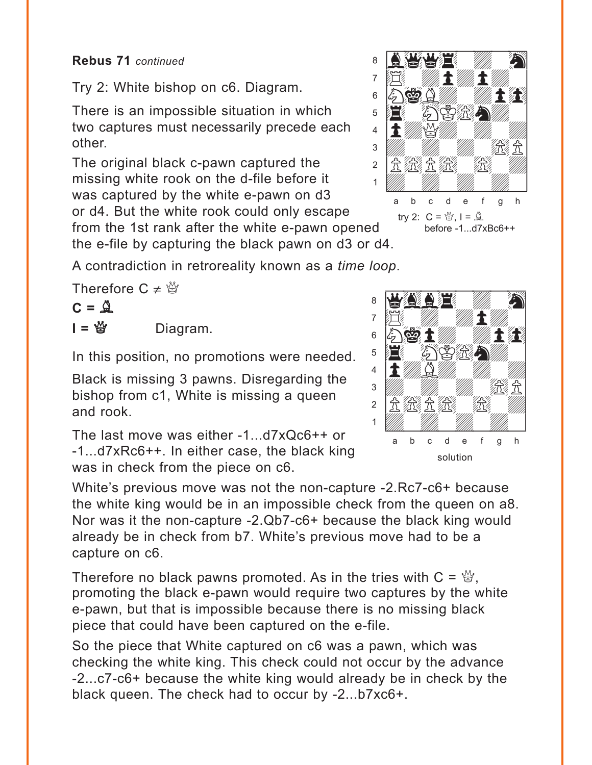**Rebus 71** *continued*

Try 2: White bishop on c6. Diagram.

There is an impossible situation in which two captures must necessarily precede each other.

The original black c-pawn captured the missing white rook on the d-file before it was captured by the white e-pawn on d3 or d4. But the white rook could only escape from the 1st rank after the white e-pawn opened the e-file by capturing the black pawn on d3 or d4.

try 2: C = ♕, I = ♗ before -1...d7xBc6++

A contradiction in retroreality known as a *time loop*.

Therefore C ≠ ♕

**C = ♗**

**I = ♕** Diagram.

solution

In this position, no promotions were needed.

Black is missing 3 pawns. Disregarding the bishop from c1, White is missing a queen and rook.

The last move was either -1...d7xQc6++ or -1...d7xRc6++. In either case, the black king was in check from the piece on c6.

White's previous move was not the non-capture -2.Rc7-c6+ because the white king would be in an impossible check from the queen on a8. Nor was it the non-capture -2.Qb7-c6+ because the black king would already be in check from b7. White's previous move had to be a capture on c6.

Therefore no black pawns promoted. As in the tries with C = ♕, promoting the black e-pawn would require two captures by the white e-pawn, but that is impossible because there is no missing black piece that could have been captured on the e-file.

So the piece that White captured on c6 was a pawn, which was checking the white king. This check could not occur by the advance -2...c7-c6+ because the white king would already be in check by the black queen. The check had to occur by -2...b7xc6+.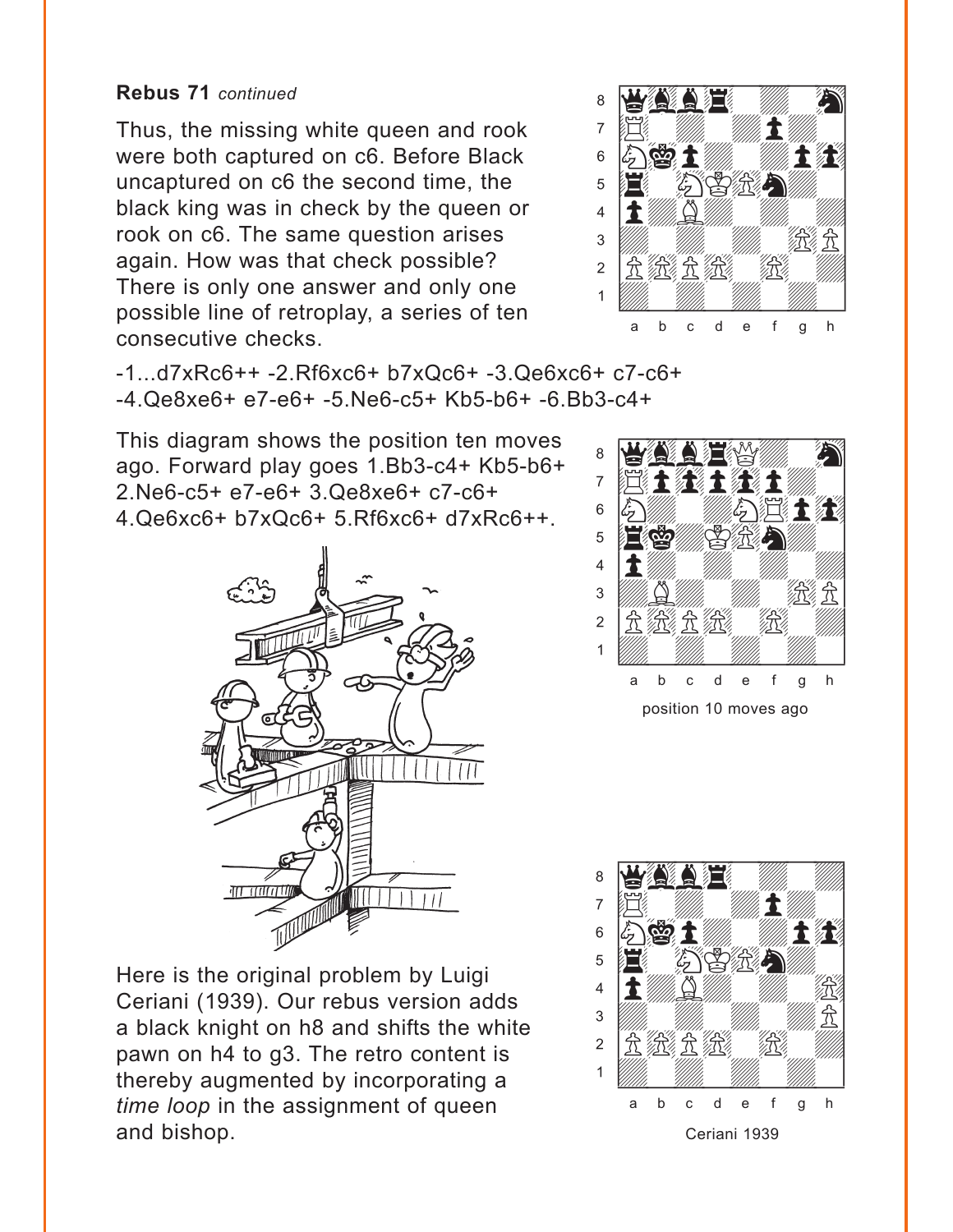**Rebus 71** *continued*

Thus, the missing white queen and rook were both captured on c6. Before Black uncaptured on c6 the second time, the black king was in check by the queen or rook on c6. The same question arises again. How was that check possible? There is only one answer and only one possible line of retroplay, a series of ten consecutive checks.

-1...d7xRc6++ -2.Rf6xc6+ b7xQc6+ -3.Qe6xc6+ c7-c6+ -4.Qe8xe6+ e7-e6+ -5.Ne6-c5+ Kb5-b6+ -6.Bb3-c4+

This diagram shows the position ten moves ago. Forward play goes 1.Bb3-c4+ Kb5-b6+ 2.Ne6-c5+ e7-e6+ 3.Qe8xe6+ c7-c6+ 4.Qe6xc6+ b7xQc6+ 5.Rf6xc6+ d7xRc6++.

position 10 moves ago

Here is the original problem by Luigi Ceriani (1939). Our rebus version adds a black knight on h8 and shifts the white pawn on h4 to g3. The retro content is thereby augmented by incorporating a *time loop* in the assignment of queen and bishop.

Ceriani 1939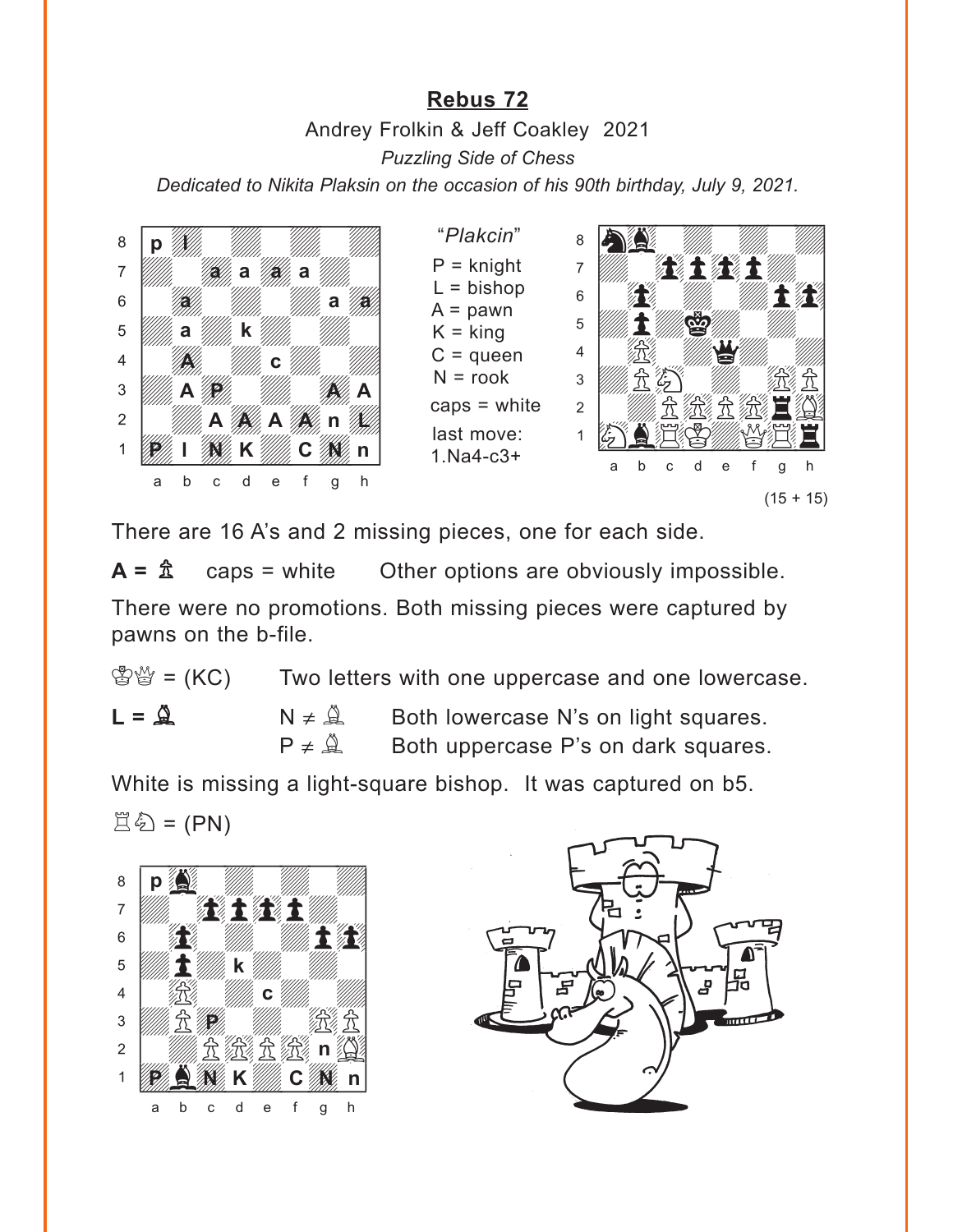# Rebus 72

Andrey Frolkin & Jeff Coakley 2021

*Puzzling Side of Chess*

*Dedicated to Nikita Plaksin on the occasion of his 90th birthday, July 9, 2021.*

"*Plakcin*"

P = knight
L = bishop
A = pawn
K = king
C = queen
N = rook
caps = white

last move:
1.Na4-c3+

(15 + 15)

There are 16 A's and 2 missing pieces, one for each side.

**A =** ♙ caps = white Other options are obviously impossible.

There were no promotions. Both missing pieces were captured by pawns on the b-file.

♔♕ = (KC) Two letters with one uppercase and one lowercase.

**L =** ♗ N ≠ ♗ Both lowercase N's on light squares.

P ≠ ♗ Both uppercase P's on dark squares.

White is missing a light-square bishop. It was captured on b5.

♖♘ = (PN)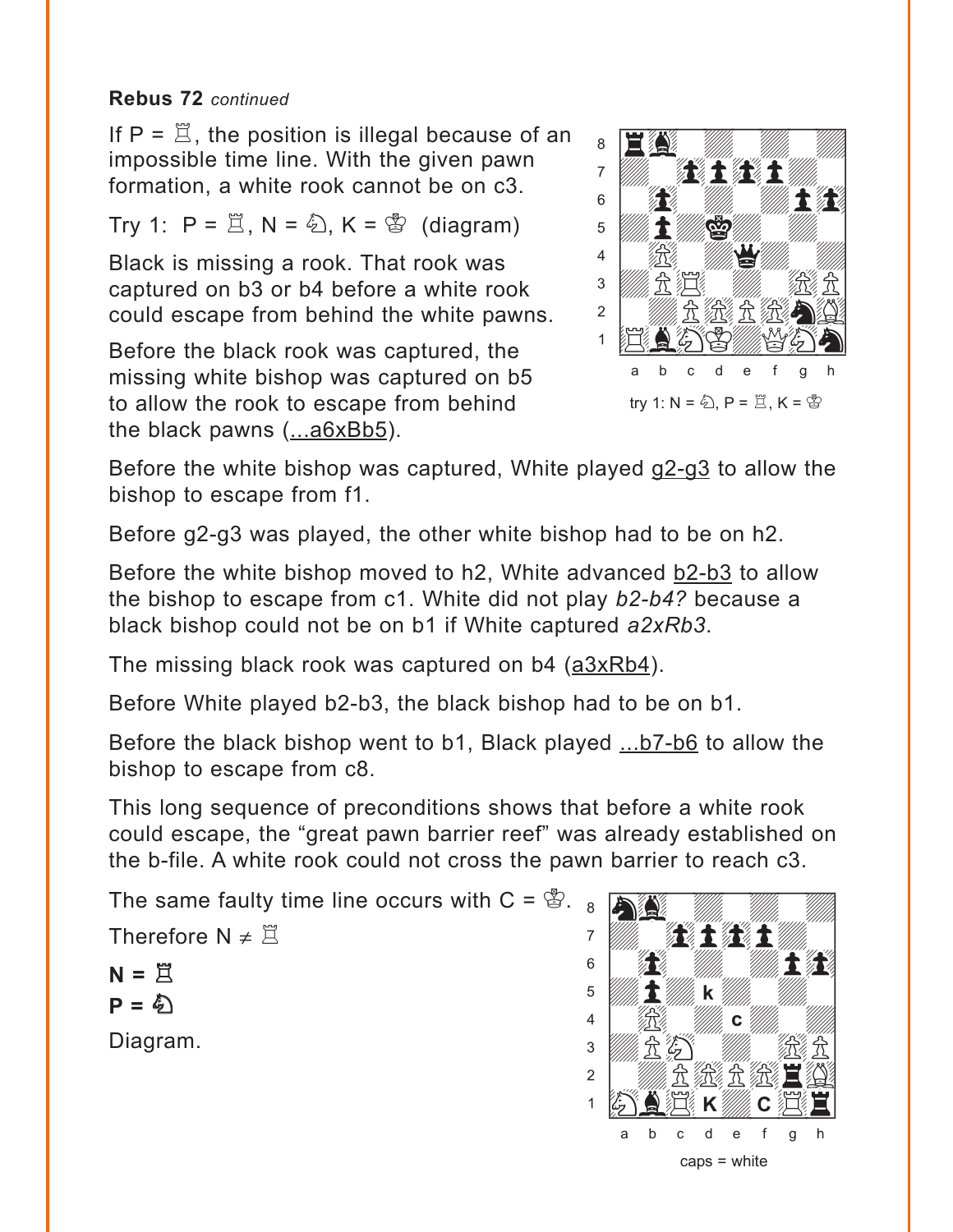**Rebus 72** *continued*

If P = ♖, the position is illegal because of an impossible time line. With the given pawn formation, a white rook cannot be on c3.

Try 1: P = ♖, N = ♘, K = ♔ (diagram)

Black is missing a rook. That rook was captured on b3 or b4 before a white rook could escape from behind the white pawns.

Before the black rook was captured, the missing white bishop was captured on b5 to allow the rook to escape from behind the black pawns (...a6xBb5).

try 1: N = ♘, P = ♖, K = ♔

Before the white bishop was captured, White played g2-g3 to allow the bishop to escape from f1.

Before g2-g3 was played, the other white bishop had to be on h2.

Before the white bishop moved to h2, White advanced b2-b3 to allow the bishop to escape from c1. White did not play *b2-b4?* because a black bishop could not be on b1 if White captured *a2xRb3*.

The missing black rook was captured on b4 (a3xRb4).

Before White played b2-b3, the black bishop had to be on b1.

Before the black bishop went to b1, Black played ...b7-b6 to allow the bishop to escape from c8.

This long sequence of preconditions shows that before a white rook could escape, the “great pawn barrier reef” was already established on the b-file. A white rook could not cross the pawn barrier to reach c3.

The same faulty time line occurs with C = ♔.

Therefore N ≠ ♖

**N = ♖**

**P = ♘**

Diagram.

caps = white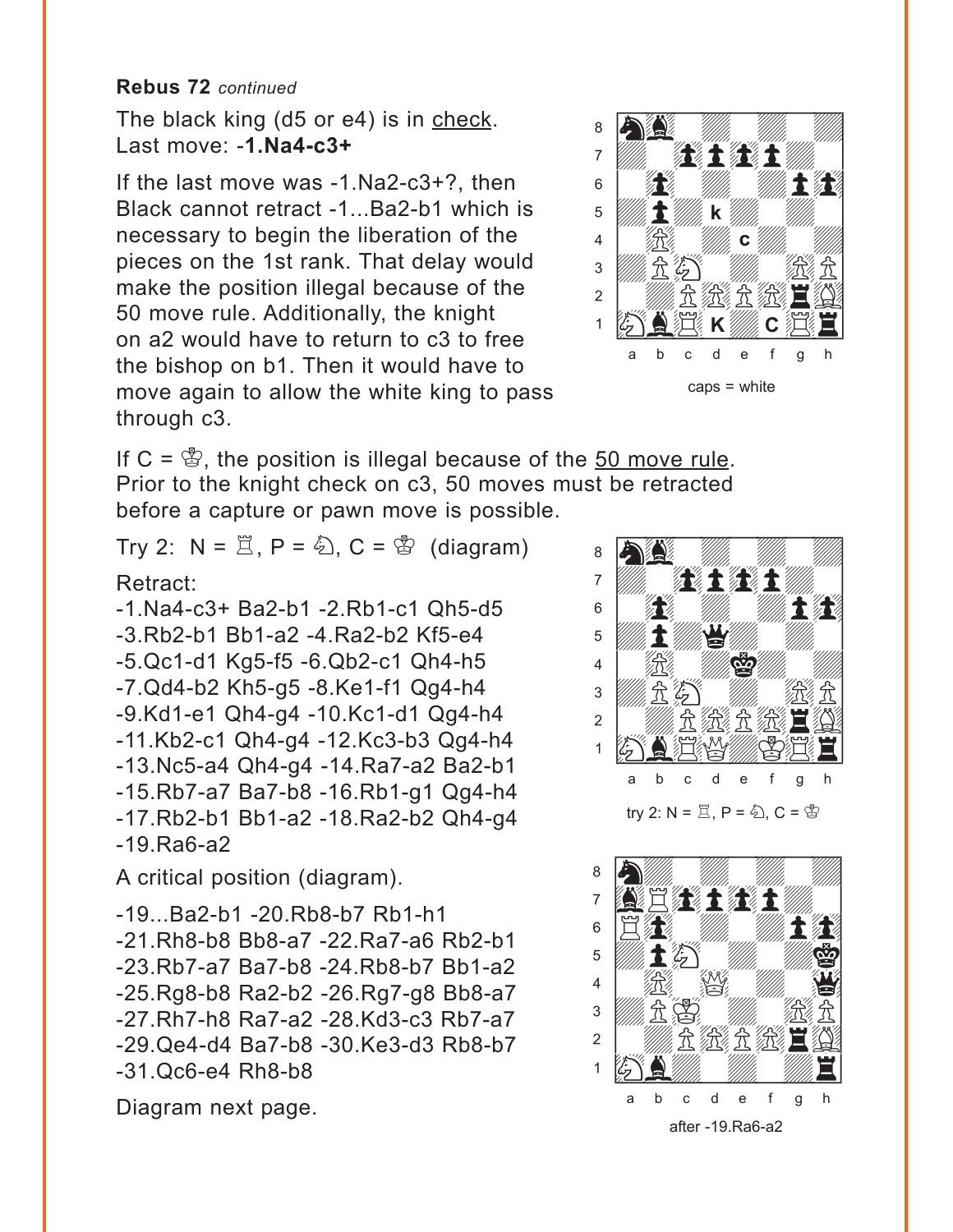**Rebus 72** *continued*

The black king (d5 or e4) is in check. Last move: **-1.Na4-c3+**

If the last move was -1.Na2-c3+?, then Black cannot retract -1...Ba2-b1 which is necessary to begin the liberation of the pieces on the 1st rank. That delay would make the position illegal because of the 50 move rule. Additionally, the knight on a2 would have to return to c3 to free the bishop on b1. Then it would have to move again to allow the white king to pass through c3.

caps = white

If C = ♔, the position is illegal because of the 50 move rule. Prior to the knight check on c3, 50 moves must be retracted before a capture or pawn move is possible.

Try 2: N = ♖, P = ♘, C = ♔ (diagram)

Retract:

-1.Na4-c3+ Ba2-b1 -2.Rb1-c1 Qh5-d5 -3.Rb2-b1 Bb1-a2 -4.Ra2-b2 Kf5-e4 -5.Qc1-d1 Kg5-f5 -6.Qb2-c1 Qh4-h5 -7.Qd4-b2 Kh5-g5 -8.Ke1-f1 Qg4-h4 -9.Kd1-e1 Qh4-g4 -10.Kc1-d1 Qg4-h4 -11.Kb2-c1 Qh4-g4 -12.Kc3-b3 Qg4-h4 -13.Nc5-a4 Qh4-g4 -14.Ra7-a2 Ba2-b1 -15.Rb7-a7 Ba7-b8 -16.Rb1-g1 Qg4-h4 -17.Rb2-b1 Bb1-a2 -18.Ra2-b2 Qh4-g4 -19.Ra6-a2

try 2: N = ♖, P = ♘, C = ♔

A critical position (diagram).

-19...Ba2-b1 -20.Rb8-b7 Rb1-h1 -21.Rh8-b8 Bb8-a7 -22.Ra7-a6 Rb2-b1 -23.Rb7-a7 Ba7-b8 -24.Rb8-b7 Bb1-a2 -25.Rg8-b8 Ra2-b2 -26.Rg7-g8 Bb8-a7 -27.Rh7-h8 Ra7-a2 -28.Kd3-c3 Rb7-a7 -29.Qe4-d4 Ba7-b8 -30.Ke3-d3 Rb8-b7 -31.Qc6-e4 Rh8-b8

after -19.Ra6-a2

Diagram next page.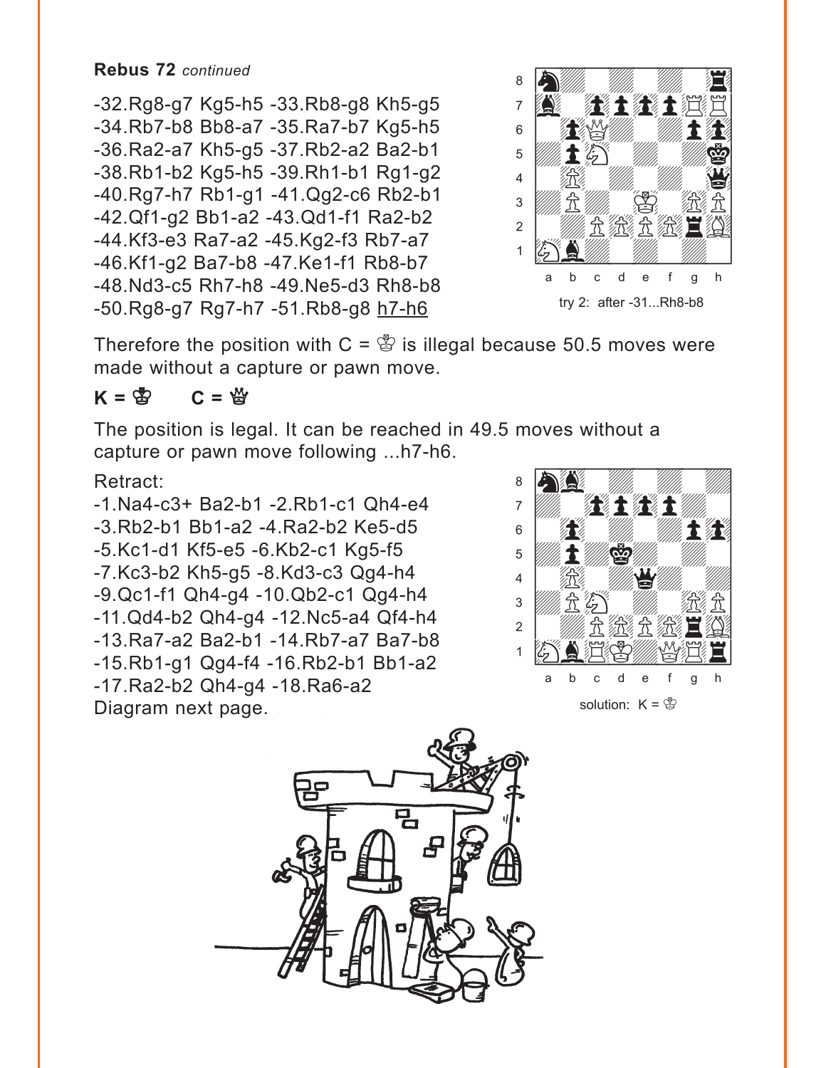**Rebus 72** *continued*

-32.Rg8-g7 Kg5-h5 -33.Rb8-g8 Kh5-g5 -34.Rb7-b8 Bb8-a7 -35.Ra7-b7 Kg5-h5 -36.Ra2-a7 Kh5-g5 -37.Rb2-a2 Ba2-b1 -38.Rb1-b2 Kg5-h5 -39.Rh1-b1 Rg1-g2 -40.Rg7-h7 Rb1-g1 -41.Qg2-c6 Rb2-b1 -42.Qf1-g2 Bb1-a2 -43.Qd1-f1 Ra2-b2 -44.Kf3-e3 Ra7-a2 -45.Kg2-f3 Rb7-a7 -46.Kf1-g2 Ba7-b8 -47.Ke1-f1 Rb8-b7 -48.Nd3-c5 Rh7-h8 -49.Ne5-d3 Rh8-b8 -50.Rg8-g7 Rg7-h7 -51.Rb8-g8 h7-h6

try 2: after -31...Rh8-b8

Therefore the position with C = ♔ is illegal because 50.5 moves were made without a capture or pawn move.

**K = ♔ C = ♕**

The position is legal. It can be reached in 49.5 moves without a capture or pawn move following ...h7-h6.

Retract:

-1.Na4-c3+ Ba2-b1 -2.Rb1-c1 Qh4-e4 -3.Rb2-b1 Bb1-a2 -4.Ra2-b2 Ke5-d5 -5.Kc1-d1 Kf5-e5 -6.Kb2-c1 Kg5-f5 -7.Kc3-b2 Kh5-g5 -8.Kd3-c3 Qg4-h4 -9.Qc1-f1 Qh4-g4 -10.Qb2-c1 Qg4-h4 -11.Qd4-b2 Qh4-g4 -12.Nc5-a4 Qf4-h4 -13.Ra7-a2 Ba2-b1 -14.Rb7-a7 Ba7-b8 -15.Rb1-g1 Qg4-f4 -16.Rb2-b1 Bb1-a2 -17.Ra2-b2 Qh4-g4 -18.Ra6-a2

Diagram next page.

solution: K = ♔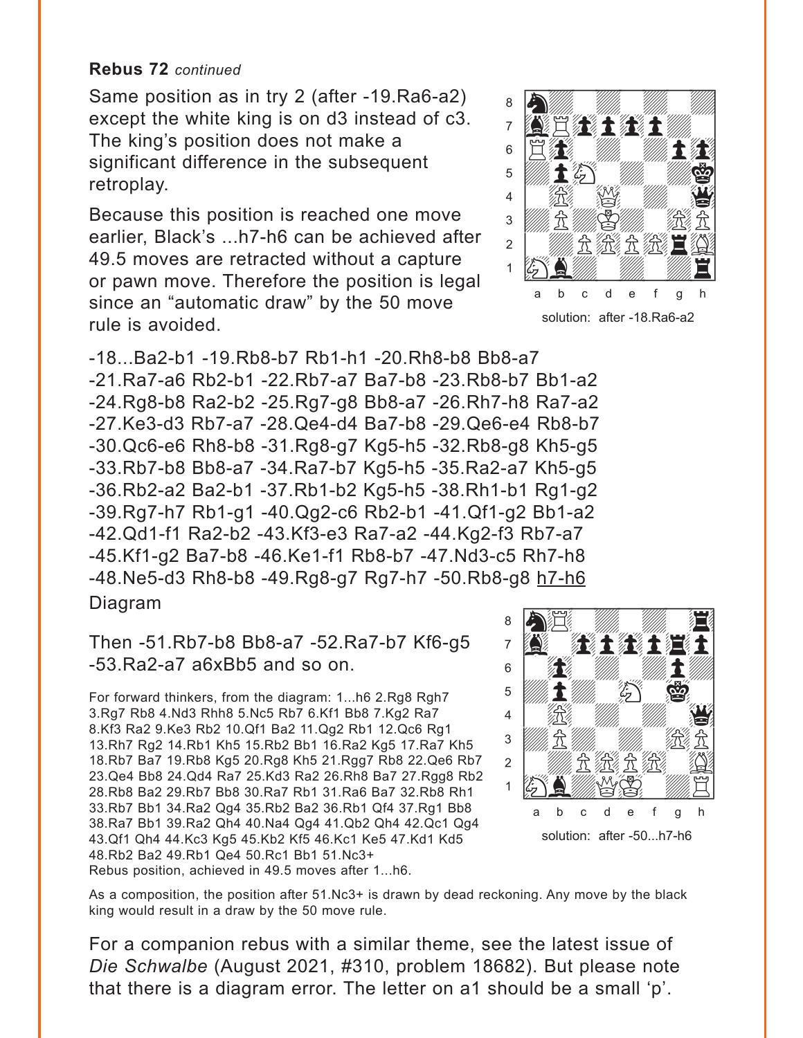**Rebus 72** *continued*

Same position as in try 2 (after -19.Ra6-a2) except the white king is on d3 instead of c3. The king's position does not make a significant difference in the subsequent retroplay.

Because this position is reached one move earlier, Black's ...h7-h6 can be achieved after 49.5 moves are retracted without a capture or pawn move. Therefore the position is legal since an "automatic draw" by the 50 move rule is avoided.

solution: after -18.Ra6-a2

-18...Ba2-b1 -19.Rb8-b7 Rb1-h1 -20.Rh8-b8 Bb8-a7 -21.Ra7-a6 Rb2-b1 -22.Rb7-a7 Ba7-b8 -23.Rb8-b7 Bb1-a2 -24.Rg8-b8 Ra2-b2 -25.Rg7-g8 Bb8-a7 -26.Rh7-h8 Ra7-a2 -27.Ke3-d3 Rb7-a7 -28.Qe4-d4 Ba7-b8 -29.Qe6-e4 Rb8-b7 -30.Qc6-e6 Rh8-b8 -31.Rg8-g7 Kg5-h5 -32.Rb8-g8 Kh5-g5 -33.Rb7-b8 Bb8-a7 -34.Ra7-b7 Kg5-h5 -35.Ra2-a7 Kh5-g5 -36.Rb2-a2 Ba2-b1 -37.Rb1-b2 Kg5-h5 -38.Rh1-b1 Rg1-g2 -39.Rg7-h7 Rb1-g1 -40.Qg2-c6 Rb2-b1 -41.Qf1-g2 Bb1-a2 -42.Qd1-f1 Ra2-b2 -43.Kf3-e3 Ra7-a2 -44.Kg2-f3 Rb7-a7 -45.Kf1-g2 Ba7-b8 -46.Ke1-f1 Rb8-b7 -47.Nd3-c5 Rh7-h8 -48.Ne5-d3 Rh8-b8 -49.Rg8-g7 Rg7-h7 -50.Rb8-g8 <u>h7-h6</u>
Diagram

Then -51.Rb7-b8 Bb8-a7 -52.Ra7-b7 Kf6-g5 -53.Ra2-a7 a6xBb5 and so on.

solution: after -50...h7-h6

For forward thinkers, from the diagram: 1...h6 2.Rg8 Rgh7 3.Rg7 Rb8 4.Nd3 Rhh8 5.Nc5 Rb7 6.Kf1 Bb8 7.Kg2 Ra7 8.Kf3 Ra2 9.Ke3 Rb2 10.Qf1 Ba2 11.Qg2 Rb1 12.Qc6 Rg1 13.Rh7 Rg2 14.Rb1 Kh5 15.Rb2 Bb1 16.Ra2 Kg5 17.Ra7 Kh5 18.Rb7 Ba7 19.Rb8 Kg5 20.Rg8 Kh5 21.Rgg7 Rb8 22.Qe6 Rb7 23.Qe4 Bb8 24.Qd4 Ra7 25.Kd3 Ra2 26.Rh8 Ba7 27.Rgg8 Rb2 28.Rb8 Ba2 29.Rb7 Bb8 30.Ra7 Rb1 31.Ra6 Ba7 32.Rb8 Rh1 33.Rb7 Bb1 34.Ra2 Qg4 35.Rb2 Ba2 36.Rb1 Qf4 37.Rg1 Bb8 38.Ra7 Bb1 39.Ra2 Qh4 40.Na4 Qg4 41.Qb2 Qh4 42.Qc1 Qg4 43.Qf1 Qh4 44.Kc3 Kg5 45.Kb2 Kf5 46.Kc1 Ke5 47.Kd1 Kd5 48.Rb2 Ba2 49.Rb1 Qe4 50.Rc1 Bb1 51.Nc3+
Rebus position, achieved in 49.5 moves after 1...h6.

As a composition, the position after 51.Nc3+ is drawn by dead reckoning. Any move by the black king would result in a draw by the 50 move rule.

For a companion rebus with a similar theme, see the latest issue of *Die Schwalbe* (August 2021, #310, problem 18682). But please note that there is a diagram error. The letter on a1 should be a small 'p'.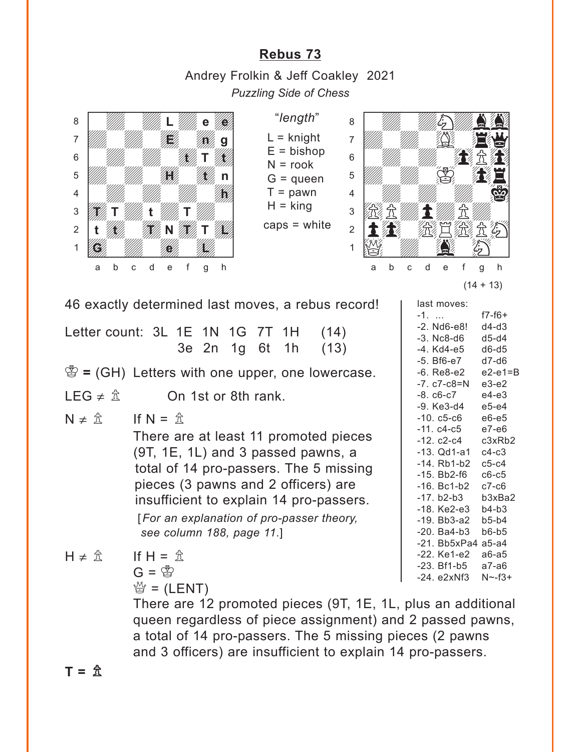## Rebus 73

Andrey Frolkin & Jeff Coakley 2021

*Puzzling Side of Chess*

"*length*"

L = knight
E = bishop
N = rook
G = queen
T = pawn
H = king

caps = white

(14 + 13)

46 exactly determined last moves, a rebus record!

Letter count: 3L 1E 1N 1G 7T 1H (14)
3e 2n 1g 6t 1h (13)

♔ = (GH) Letters with one upper, one lowercase.

LEG ≠ ♙ On 1st or 8th rank.

N ≠ ♙ If N = ♙
There are at least 11 promoted pieces (9T, 1E, 1L) and 3 passed pawns, a total of 14 pro-passers. The 5 missing pieces (3 pawns and 2 officers) are insufficient to explain 14 pro-passers.
[*For an explanation of pro-passer theory, see column 188, page 11*.]

H ≠ ♙ If H = ♙
G = ♔
♕ = (LENT)
There are 12 promoted pieces (9T, 1E, 1L, plus an additional queen regardless of piece assignment) and 2 passed pawns, a total of 14 pro-passers. The 5 missing pieces (2 pawns and 3 officers) are insufficient to explain 14 pro-passers.

**T = ♙**

last moves:

| | | |
|---|---|---|
| -1. | ... | f7-f6+ |
| -2. | Nd6-e8! | d4-d3 |
| -3. | Nc8-d6 | d5-d4 |
| -4. | Kd4-e5 | d6-d5 |
| -5. | Bf6-e7 | d7-d6 |
| -6. | Re8-e2 | e2-e1=B |
| -7. | c7-c8=N | e3-e2 |
| -8. | c6-c7 | e4-e3 |
| -9. | Ke3-d4 | e5-e4 |
| -10. | c5-c6 | e6-e5 |
| -11. | c4-c5 | e7-e6 |
| -12. | c2-c4 | c3xRb2 |
| -13. | Qd1-a1 | c4-c3 |
| -14. | Rb1-b2 | c5-c4 |
| -15. | Bb2-f6 | c6-c5 |
| -16. | Bc1-b2 | c7-c6 |
| -17. | b2-b3 | b3xBa2 |
| -18. | Ke2-e3 | b4-b3 |
| -19. | Bb3-a2 | b5-b4 |
| -20. | Ba4-b3 | b6-b5 |
| -21. | Bb5xPa4 | a5-a4 |
| -22. | Ke1-e2 | a6-a5 |
| -23. | Bf1-b5 | a7-a6 |
| -24. | e2xNf3 | N~-f3+ |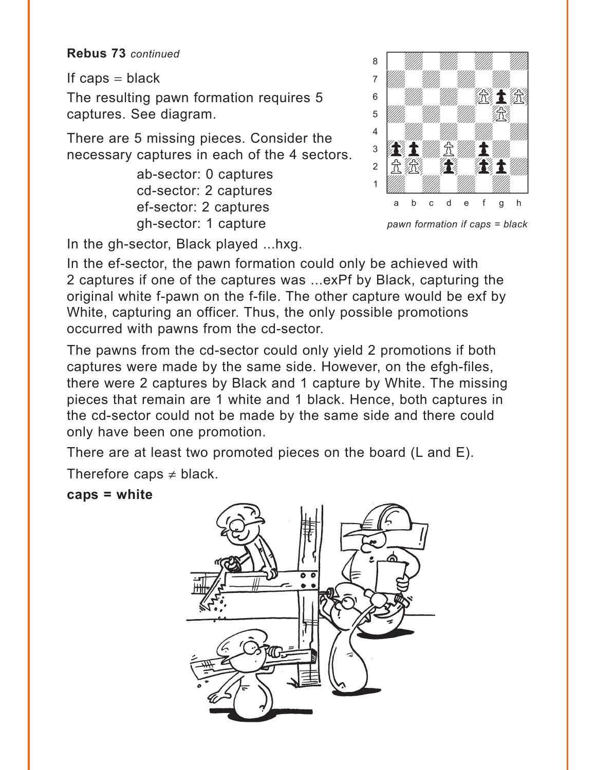**Rebus 73** *continued*

If caps = black

The resulting pawn formation requires 5 captures. See diagram.

There are 5 missing pieces. Consider the necessary captures in each of the 4 sectors.

ab-sector: 0 captures
cd-sector: 2 captures
ef-sector: 2 captures
gh-sector: 1 capture

*pawn formation if caps = black*

In the gh-sector, Black played ...hxg.

In the ef-sector, the pawn formation could only be achieved with 2 captures if one of the captures was ...exPf by Black, capturing the original white f-pawn on the f-file. The other capture would be exf by White, capturing an officer. Thus, the only possible promotions occurred with pawns from the cd-sector.

The pawns from the cd-sector could only yield 2 promotions if both captures were made by the same side. However, on the efgh-files, there were 2 captures by Black and 1 capture by White. The missing pieces that remain are 1 white and 1 black. Hence, both captures in the cd-sector could not be made by the same side and there could only have been one promotion.

There are at least two promoted pieces on the board (L and E).

Therefore caps ≠ black.

**caps = white**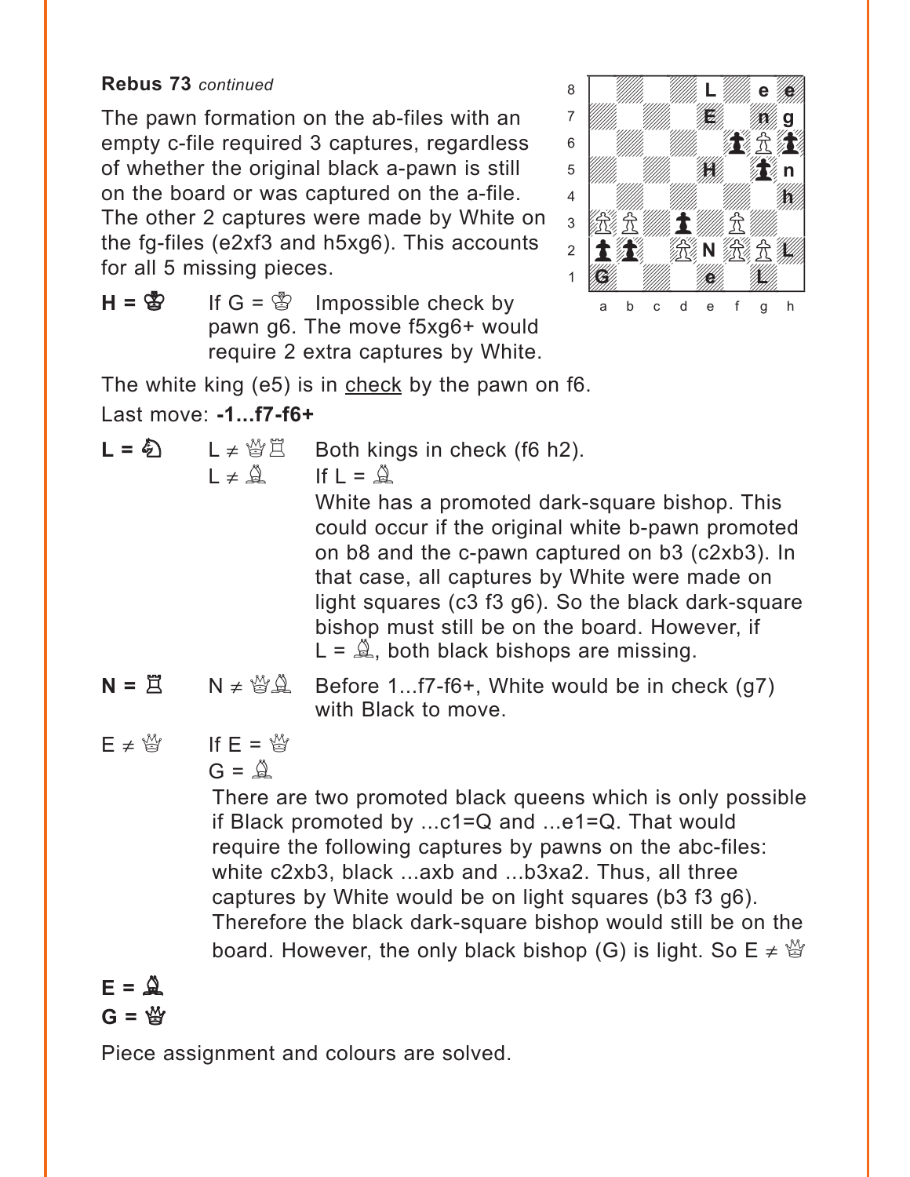**Rebus 73** *continued*

The pawn formation on the ab-files with an empty c-file required 3 captures, regardless of whether the original black a-pawn is still on the board or was captured on the a-file. The other 2 captures were made by White on the fg-files (e2xf3 and h5xg6). This accounts for all 5 missing pieces.

**H = ♔** If G = ♔ Impossible check by pawn g6. The move f5xg6+ would require 2 extra captures by White.

The white king (e5) is in check by the pawn on f6.

Last move: **-1...f7-f6+**

**L = ♘** L ≠ ♕♖ Both kings in check (f6 h2).

L ≠ ♗ If L = ♗

White has a promoted dark-square bishop. This could occur if the original white b-pawn promoted on b8 and the c-pawn captured on b3 (c2xb3). In that case, all captures by White were made on light squares (c3 f3 g6). So the black dark-square bishop must still be on the board. However, if L = ♗, both black bishops are missing.

**N = ♖** N ≠ ♕♗ Before 1...f7-f6+, White would be in check (g7) with Black to move.

E ≠ ♕ If E = ♕

G = ♗

There are two promoted black queens which is only possible if Black promoted by ...c1=Q and ...e1=Q. That would require the following captures by pawns on the abc-files: white c2xb3, black ...axb and ...b3xa2. Thus, all three captures by White would be on light squares (b3 f3 g6). Therefore the black dark-square bishop would still be on the board. However, the only black bishop (G) is light. So E ≠ ♕

**E = ♗**

**G = ♕**

Piece assignment and colours are solved.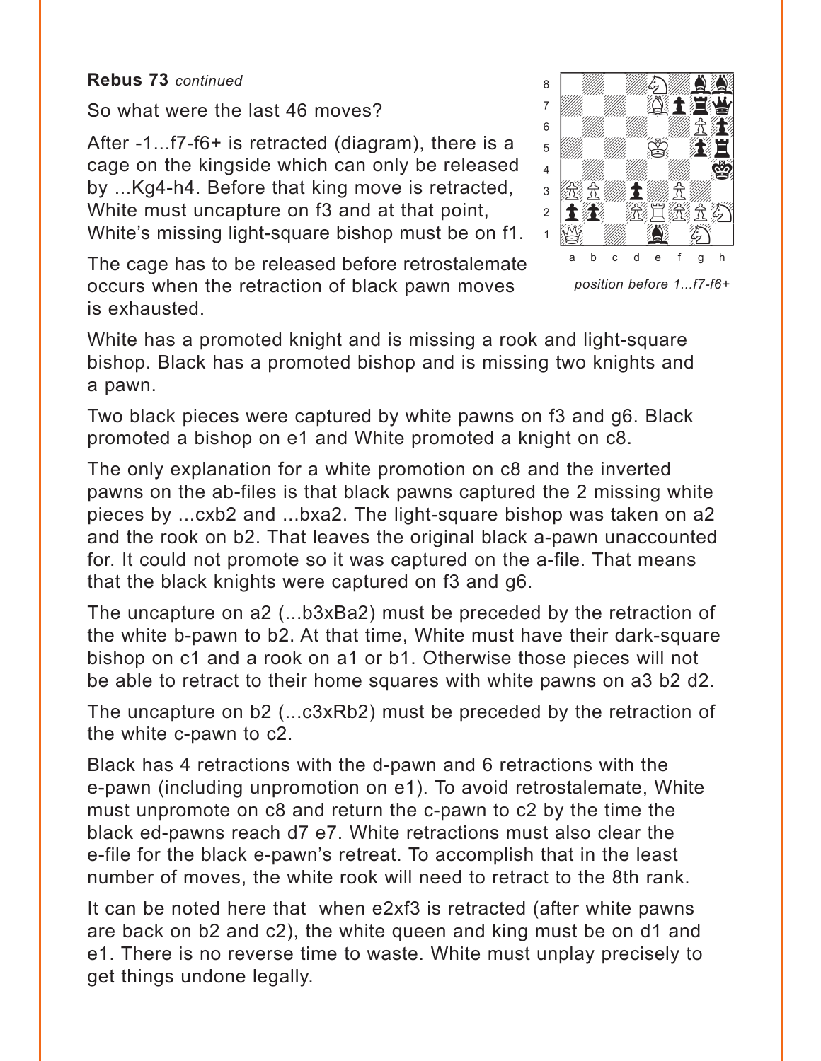**Rebus 73** *continued*

So what were the last 46 moves?

After -1...f7-f6+ is retracted (diagram), there is a cage on the kingside which can only be released by ...Kg4-h4. Before that king move is retracted, White must uncapture on f3 and at that point, White's missing light-square bishop must be on f1.

*position before 1...f7-f6+*

The cage has to be released before retrostalemate occurs when the retraction of black pawn moves is exhausted.

White has a promoted knight and is missing a rook and light-square bishop. Black has a promoted bishop and is missing two knights and a pawn.

Two black pieces were captured by white pawns on f3 and g6. Black promoted a bishop on e1 and White promoted a knight on c8.

The only explanation for a white promotion on c8 and the inverted pawns on the ab-files is that black pawns captured the 2 missing white pieces by ...cxb2 and ...bxa2. The light-square bishop was taken on a2 and the rook on b2. That leaves the original black a-pawn unaccounted for. It could not promote so it was captured on the a-file. That means that the black knights were captured on f3 and g6.

The uncapture on a2 (...b3xBa2) must be preceded by the retraction of the white b-pawn to b2. At that time, White must have their dark-square bishop on c1 and a rook on a1 or b1. Otherwise those pieces will not be able to retract to their home squares with white pawns on a3 b2 d2.

The uncapture on b2 (...c3xRb2) must be preceded by the retraction of the white c-pawn to c2.

Black has 4 retractions with the d-pawn and 6 retractions with the e-pawn (including unpromotion on e1). To avoid retrostalemate, White must unpromote on c8 and return the c-pawn to c2 by the time the black ed-pawns reach d7 e7. White retractions must also clear the e-file for the black e-pawn's retreat. To accomplish that in the least number of moves, the white rook will need to retract to the 8th rank.

It can be noted here that when e2xf3 is retracted (after white pawns are back on b2 and c2), the white queen and king must be on d1 and e1. There is no reverse time to waste. White must unplay precisely to get things undone legally.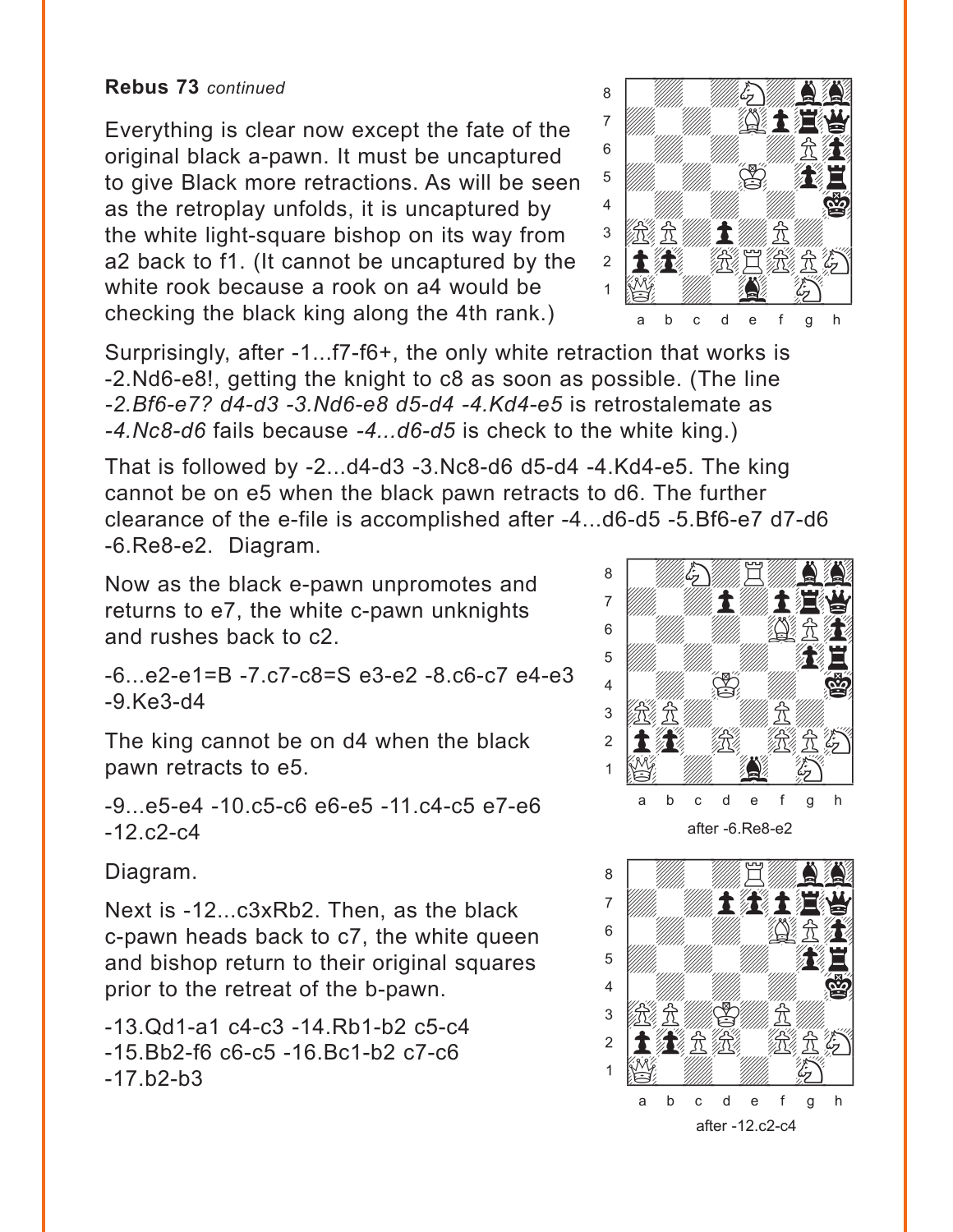**Rebus 73** *continued*

Everything is clear now except the fate of the original black a-pawn. It must be uncaptured to give Black more retractions. As will be seen as the retroplay unfolds, it is uncaptured by the white light-square bishop on its way from a2 back to f1. (It cannot be uncaptured by the white rook because a rook on a4 would be checking the black king along the 4th rank.)

Surprisingly, after -1...f7-f6+, the only white retraction that works is -2.Nd6-e8!, getting the knight to c8 as soon as possible. (The line *-2.Bf6-e7? d4-d3 -3.Nd6-e8 d5-d4 -4.Kd4-e5* is retrostalemate as *-4.Nc8-d6* fails because *-4...d6-d5* is check to the white king.)

That is followed by -2...d4-d3 -3.Nc8-d6 d5-d4 -4.Kd4-e5. The king cannot be on e5 when the black pawn retracts to d6. The further clearance of the e-file is accomplished after -4...d6-d5 -5.Bf6-e7 d7-d6 -6.Re8-e2. Diagram.

after -6.Re8-e2

Now as the black e-pawn unpromotes and returns to e7, the white c-pawn unknights and rushes back to c2.

-6...e2-e1=B -7.c7-c8=S e3-e2 -8.c6-c7 e4-e3 -9.Ke3-d4

The king cannot be on d4 when the black pawn retracts to e5.

-9...e5-e4 -10.c5-c6 e6-e5 -11.c4-c5 e7-e6 -12.c2-c4

Diagram.

after -12.c2-c4

Next is -12...c3xRb2. Then, as the black c-pawn heads back to c7, the white queen and bishop return to their original squares prior to the retreat of the b-pawn.

-13.Qd1-a1 c4-c3 -14.Rb1-b2 c5-c4 -15.Bb2-f6 c6-c5 -16.Bc1-b2 c7-c6 -17.b2-b3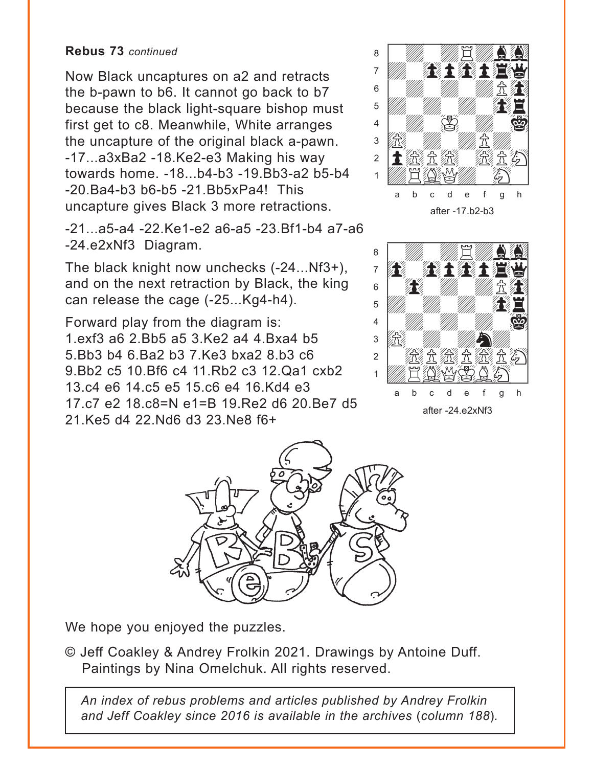**Rebus 73** *continued*

Now Black uncaptures on a2 and retracts the b-pawn to b6. It cannot go back to b7 because the black light-square bishop must first get to c8. Meanwhile, White arranges the uncapture of the original black a-pawn. -17...a3xBa2 -18.Ke2-e3 Making his way towards home. -18...b4-b3 -19.Bb3-a2 b5-b4 -20.Ba4-b3 b6-b5 -21.Bb5xPa4! This uncapture gives Black 3 more retractions.

after -17.b2-b3

-21...a5-a4 -22.Ke1-e2 a6-a5 -23.Bf1-b4 a7-a6 -24.e2xNf3 Diagram.

The black knight now unchecks (-24...Nf3+), and on the next retraction by Black, the king can release the cage (-25...Kg4-h4).

Forward play from the diagram is:
1.exf3 a6 2.Bb5 a5 3.Ke2 a4 4.Bxa4 b5 5.Bb3 b4 6.Ba2 b3 7.Ke3 bxa2 8.b3 c6 9.Bb2 c5 10.Bf6 c4 11.Rb2 c3 12.Qa1 cxb2 13.c4 e6 14.c5 e5 15.c6 e4 16.Kd4 e3 17.c7 e2 18.c8=N e1=B 19.Re2 d6 20.Be7 d5 21.Ke5 d4 22.Nd6 d3 23.Ne8 f6+

after -24.e2xNf3

We hope you enjoyed the puzzles.

© Jeff Coakley & Andrey Frolkin 2021. Drawings by Antoine Duff. Paintings by Nina Omelchuk. All rights reserved.

*An index of rebus problems and articles published by Andrey Frolkin and Jeff Coakley since 2016 is available in the archives (column 188).*